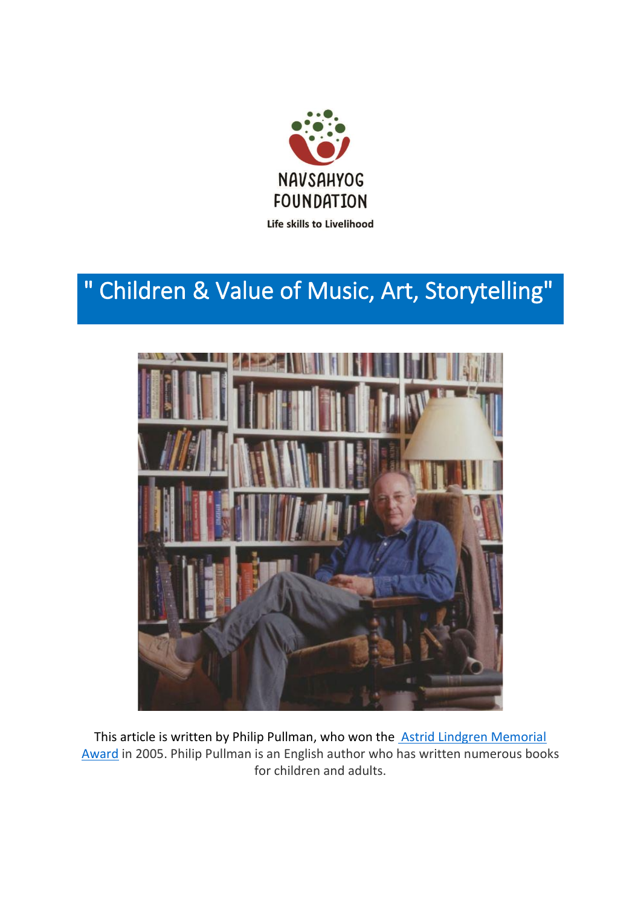NAVSAHYOG FOUNDATION

Life skills to Livelihood

# " Children & Value of Music, Art, Storytelling"

This article is written by Philip Pullman, who won the Astrid Lindgren Memorial Award in 2005. Philip Pullman is an English author who has written numerous books for children and adults.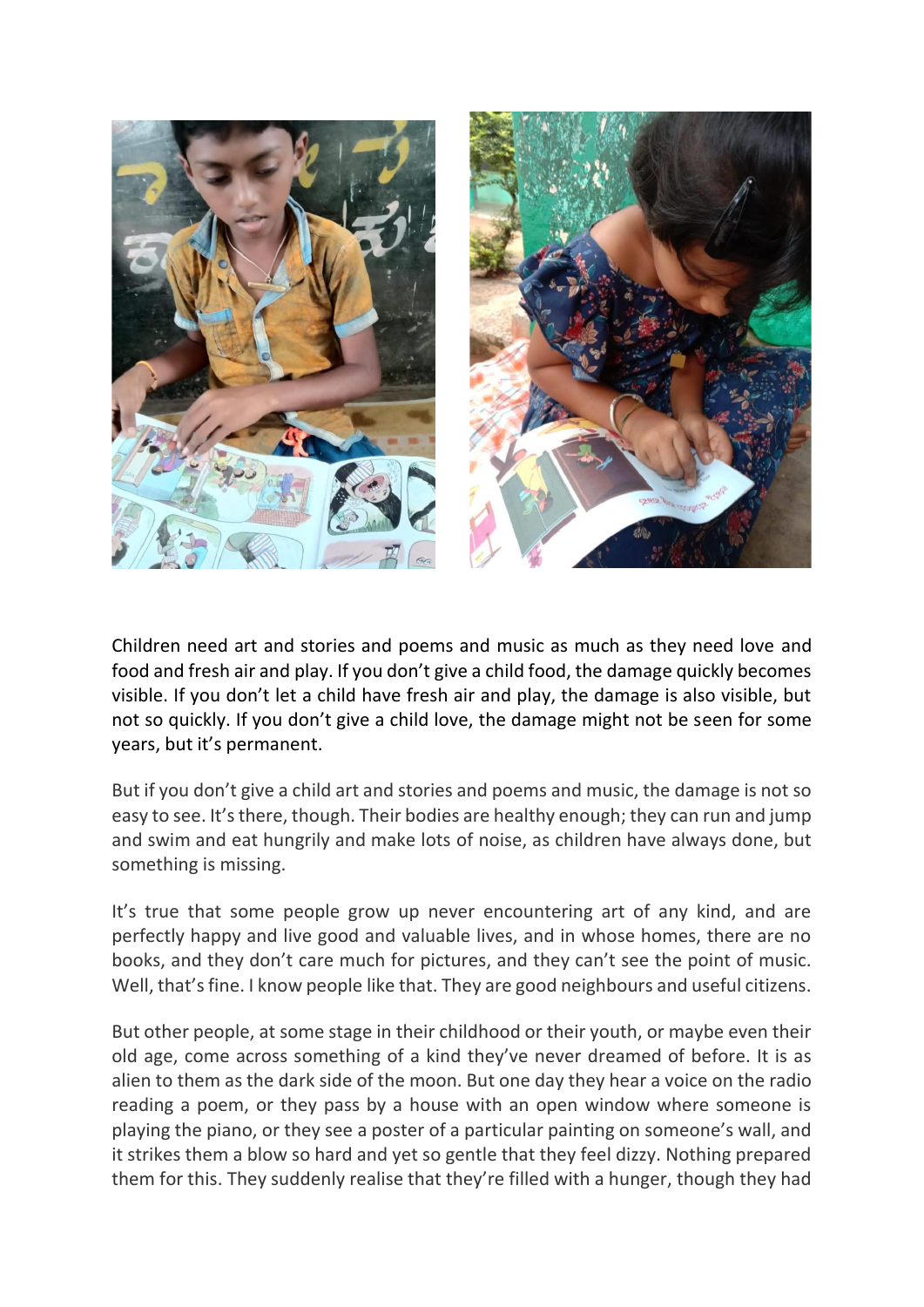Children need art and stories and poems and music as much as they need love and food and fresh air and play. If you don't give a child food, the damage quickly becomes visible. If you don't let a child have fresh air and play, the damage is also visible, but not so quickly. If you don't give a child love, the damage might not be seen for some years, but it's permanent.

But if you don't give a child art and stories and poems and music, the damage is not so easy to see. It's there, though. Their bodies are healthy enough; they can run and jump and swim and eat hungrily and make lots of noise, as children have always done, but something is missing.

It's true that some people grow up never encountering art of any kind, and are perfectly happy and live good and valuable lives, and in whose homes, there are no books, and they don't care much for pictures, and they can't see the point of music. Well, that's fine. I know people like that. They are good neighbours and useful citizens.

But other people, at some stage in their childhood or their youth, or maybe even their old age, come across something of a kind they've never dreamed of before. It is as alien to them as the dark side of the moon. But one day they hear a voice on the radio reading a poem, or they pass by a house with an open window where someone is playing the piano, or they see a poster of a particular painting on someone's wall, and it strikes them a blow so hard and yet so gentle that they feel dizzy. Nothing prepared them for this. They suddenly realise that they're filled with a hunger, though they had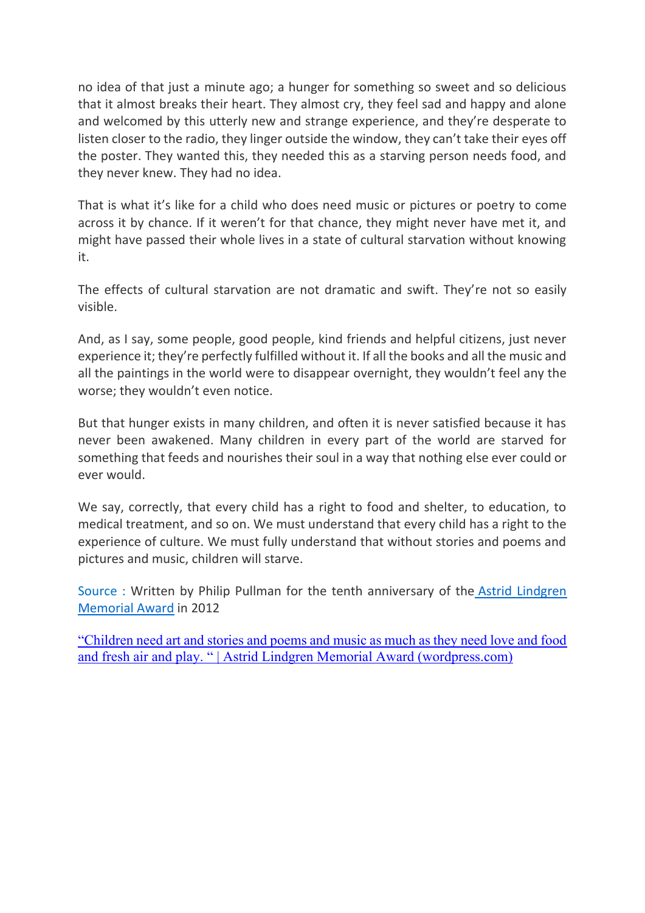no idea of that just a minute ago; a hunger for something so sweet and so delicious that it almost breaks their heart. They almost cry, they feel sad and happy and alone and welcomed by this utterly new and strange experience, and they're desperate to listen closer to the radio, they linger outside the window, they can't take their eyes off the poster. They wanted this, they needed this as a starving person needs food, and they never knew. They had no idea.

That is what it's like for a child who does need music or pictures or poetry to come across it by chance. If it weren't for that chance, they might never have met it, and might have passed their whole lives in a state of cultural starvation without knowing it.

The effects of cultural starvation are not dramatic and swift. They're not so easily visible.

And, as I say, some people, good people, kind friends and helpful citizens, just never experience it; they're perfectly fulfilled without it. If all the books and all the music and all the paintings in the world were to disappear overnight, they wouldn't feel any the worse; they wouldn't even notice.

But that hunger exists in many children, and often it is never satisfied because it has never been awakened. Many children in every part of the world are starved for something that feeds and nourishes their soul in a way that nothing else ever could or ever would.

We say, correctly, that every child has a right to food and shelter, to education, to medical treatment, and so on. We must understand that every child has a right to the experience of culture. We must fully understand that without stories and poems and pictures and music, children will starve.

Source : Written by Philip Pullman for the tenth anniversary of the Astrid Lindgren Memorial Award in 2012

"Children need art and stories and poems and music as much as they need love and food and fresh air and play. " | Astrid Lindgren Memorial Award (wordpress.com)